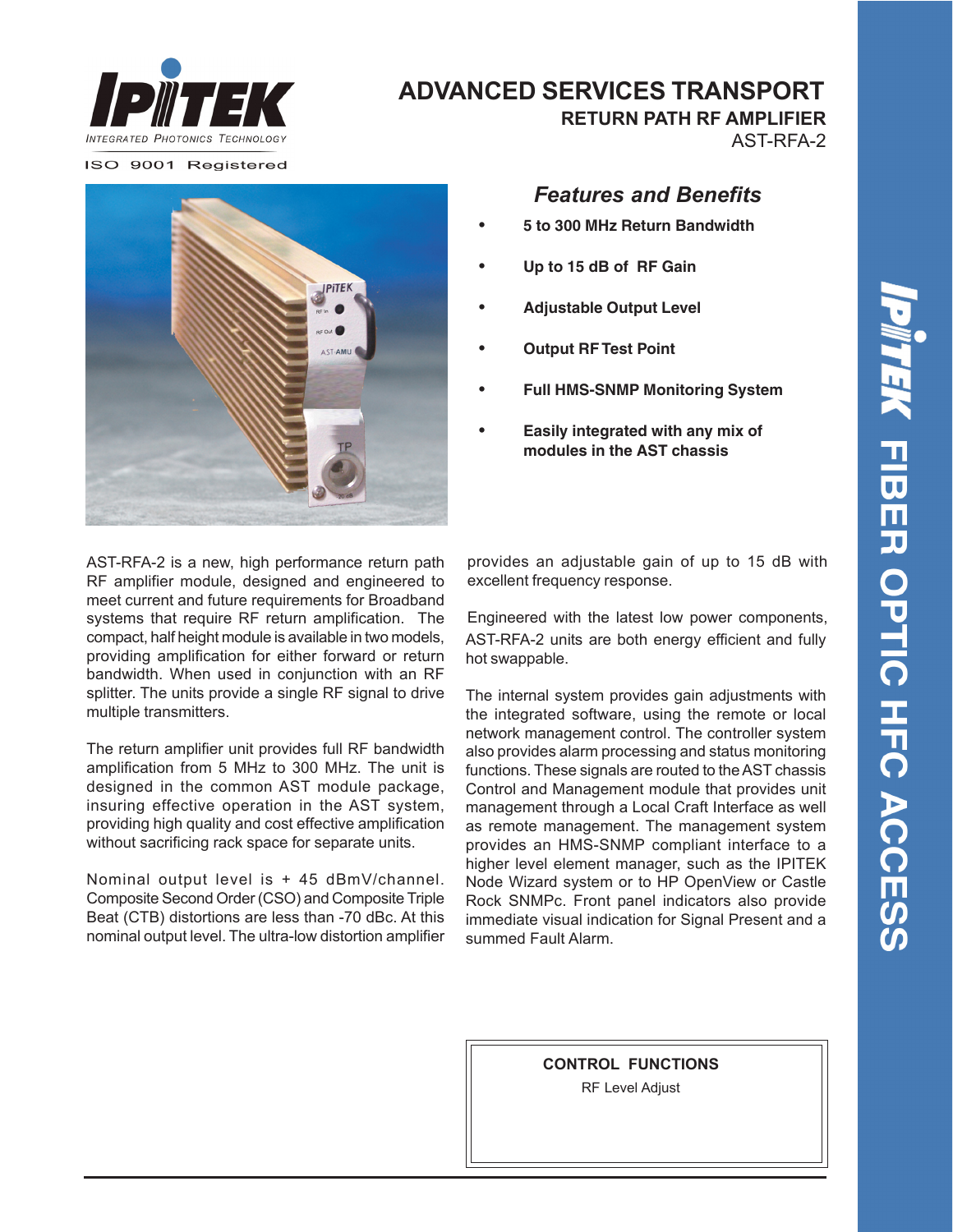IPITEK

INTEGRATED PHOTONICS TECHNOLOGY

ISO 9001 Registered

# ADVANCED SERVICES TRANSPORT

## RETURN PATH RF AMPLIFIER

AST-RFA-2

## *Features and Benefits*

- **5 to 300 MHz Return Bandwidth**
- **Up to 15 dB of RF Gain**
- **Adjustable Output Level**
- **Output RF Test Point**
- **Full HMS-SNMP Monitoring System**
- **Easily integrated with any mix of modules in the AST chassis**

AST-RFA-2 is a new, high performance return path RF amplifier module, designed and engineered to meet current and future requirements for Broadband systems that require RF return amplification. The compact, half height module is available in two models, providing amplification for either forward or return bandwidth. When used in conjunction with an RF splitter. The units provide a single RF signal to drive multiple transmitters.

The return amplifier unit provides full RF bandwidth amplification from 5 MHz to 300 MHz. The unit is designed in the common AST module package, insuring effective operation in the AST system, providing high quality and cost effective amplification without sacrificing rack space for separate units.

Nominal output level is + 45 dBmV/channel. Composite Second Order (CSO) and Composite Triple Beat (CTB) distortions are less than -70 dBc. At this nominal output level. The ultra-low distortion amplifier provides an adjustable gain of up to 15 dB with excellent frequency response.

Engineered with the latest low power components, AST-RFA-2 units are both energy efficient and fully hot swappable.

The internal system provides gain adjustments with the integrated software, using the remote or local network management control. The controller system also provides alarm processing and status monitoring functions. These signals are routed to the AST chassis Control and Management module that provides unit management through a Local Craft Interface as well as remote management. The management system provides an HMS-SNMP compliant interface to a higher level element manager, such as the IPITEK Node Wizard system or to HP OpenView or Castle Rock SNMPc. Front panel indicators also provide immediate visual indication for Signal Present and a summed Fault Alarm.

**CONTROL FUNCTIONS**

RF Level Adjust

IPITEK FIBER OPTIC HFC ACCESS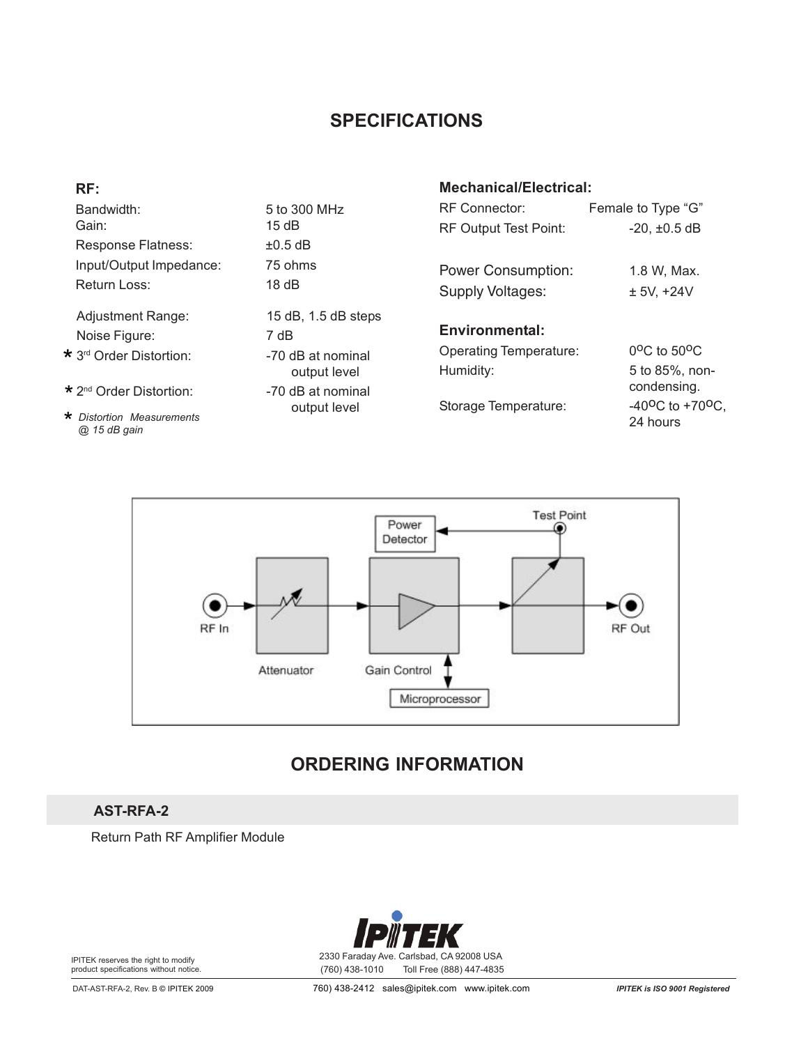## SPECIFICATIONS

### RF:

| | |
|---|---|
| Bandwidth: | 5 to 300 MHz |
| Gain: | 15 dB |
| Response Flatness: | ±0.5 dB |
| Input/Output Impedance: | 75 ohms |
| Return Loss: | 18 dB |
| Adjustment Range: | 15 dB, 1.5 dB steps |
| Noise Figure: | 7 dB |
| * 3rd Order Distortion: | -70 dB at nominal output level |
| * 2nd Order Distortion: | -70 dB at nominal output level |

* *Distortion Measurements @ 15 dB gain*

### Mechanical/Electrical:

| | |
|---|---|
| RF Connector: | Female to Type “G” |
| RF Output Test Point: | -20, ±0.5 dB |
| Power Consumption: | 1.8 W, Max. |
| Supply Voltages: | ± 5V, +24V |

### Environmental:

| | |
|---|---|
| Operating Temperature: | 0°C to 50°C |
| Humidity: | 5 to 85%, non-condensing. |
| Storage Temperature: | -40°C to +70°C, 24 hours |

Power Detector
Test Point
RF In
Attenuator
Gain Control
Microprocessor
RF Out

## ORDERING INFORMATION

**AST-RFA-2**

Return Path RF Amplifier Module

IPITEK

2330 Faraday Ave. Carlsbad, CA 92008 USA
(760) 438-1010 Toll Free (888) 447-4835

760) 438-2412 sales@ipitek.com www.ipitek.com

IPITEK reserves the right to modify product specifications without notice.

DAT-AST-RFA-2, Rev. B © IPITEK 2009

*IPITEK is ISO 9001 Registered*